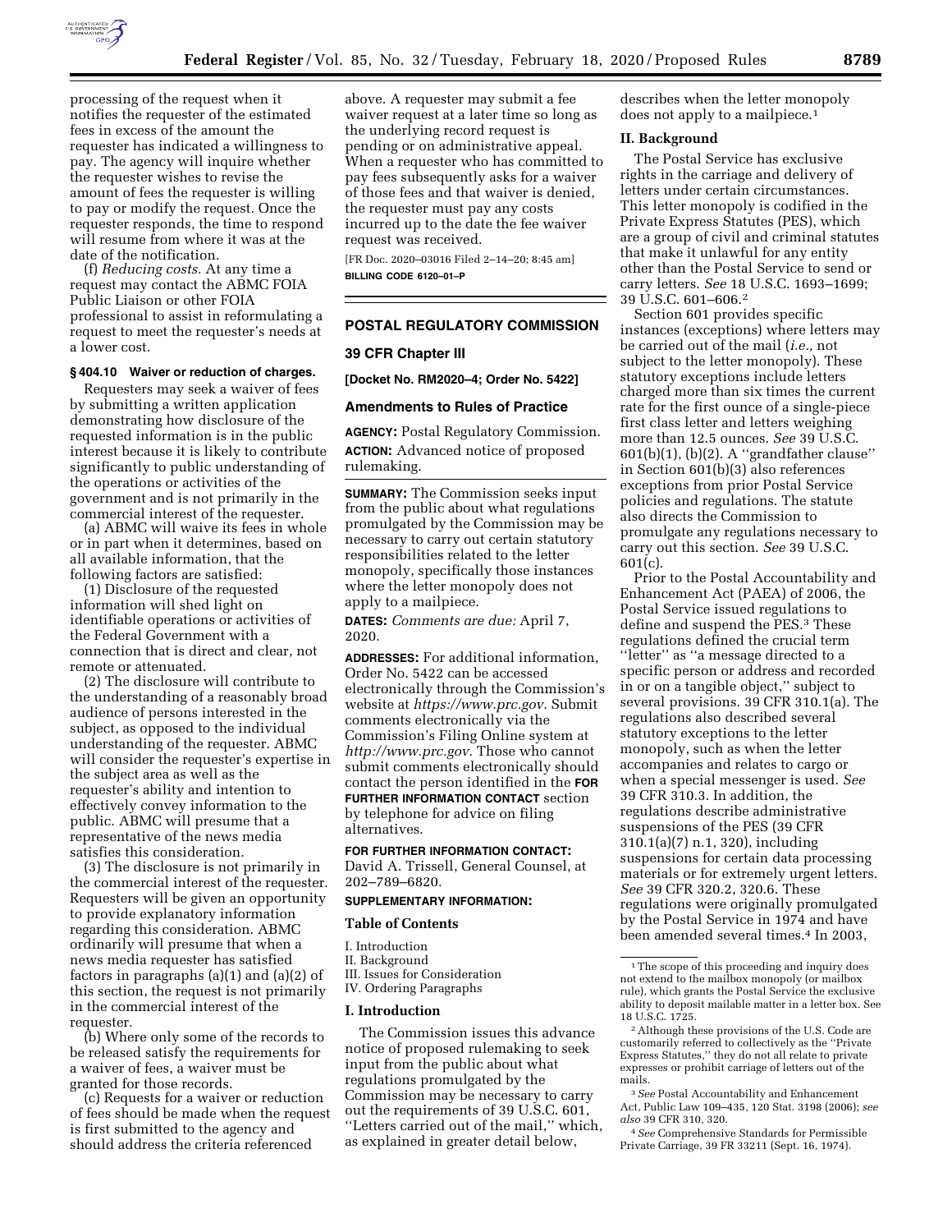processing of the request when it notifies the requester of the estimated fees in excess of the amount the requester has indicated a willingness to pay. The agency will inquire whether the requester wishes to revise the amount of fees the requester is willing to pay or modify the request. Once the requester responds, the time to respond will resume from where it was at the date of the notification.

(f) *Reducing costs.* At any time a request may contact the ABMC FOIA Public Liaison or other FOIA professional to assist in reformulating a request to meet the requester's needs at a lower cost.

**§ 404.10 Waiver or reduction of charges.**

Requesters may seek a waiver of fees by submitting a written application demonstrating how disclosure of the requested information is in the public interest because it is likely to contribute significantly to public understanding of the operations or activities of the government and is not primarily in the commercial interest of the requester.

(a) ABMC will waive its fees in whole or in part when it determines, based on all available information, that the following factors are satisfied:

(1) Disclosure of the requested information will shed light on identifiable operations or activities of the Federal Government with a connection that is direct and clear, not remote or attenuated.

(2) The disclosure will contribute to the understanding of a reasonably broad audience of persons interested in the subject, as opposed to the individual understanding of the requester. ABMC will consider the requester's expertise in the subject area as well as the requester's ability and intention to effectively convey information to the public. ABMC will presume that a representative of the news media satisfies this consideration.

(3) The disclosure is not primarily in the commercial interest of the requester. Requesters will be given an opportunity to provide explanatory information regarding this consideration. ABMC ordinarily will presume that when a news media requester has satisfied factors in paragraphs (a)(1) and (a)(2) of this section, the request is not primarily in the commercial interest of the requester.

(b) Where only some of the records to be released satisfy the requirements for a waiver of fees, a waiver must be granted for those records.

(c) Requests for a waiver or reduction of fees should be made when the request is first submitted to the agency and should address the criteria referenced above. A requester may submit a fee waiver request at a later time so long as the underlying record request is pending or on administrative appeal. When a requester who has committed to pay fees subsequently asks for a waiver of those fees and that waiver is denied, the requester must pay any costs incurred up to the date the fee waiver request was received.

[FR Doc. 2020–03016 Filed 2–14–20; 8:45 am]

**BILLING CODE 6120–01–P**

## POSTAL REGULATORY COMMISSION

### 39 CFR Chapter III

**[Docket No. RM2020–4; Order No. 5422]**

### Amendments to Rules of Practice

**AGENCY:** Postal Regulatory Commission.

**ACTION:** Advanced notice of proposed rulemaking.

**SUMMARY:** The Commission seeks input from the public about what regulations promulgated by the Commission may be necessary to carry out certain statutory responsibilities related to the letter monopoly, specifically those instances where the letter monopoly does not apply to a mailpiece.

**DATES:** *Comments are due:* April 7, 2020.

**ADDRESSES:** For additional information, Order No. 5422 can be accessed electronically through the Commission's website at *https://www.prc.gov.* Submit comments electronically via the Commission's Filing Online system at *http://www.prc.gov.* Those who cannot submit comments electronically should contact the person identified in the **FOR FURTHER INFORMATION CONTACT** section by telephone for advice on filing alternatives.

**FOR FURTHER INFORMATION CONTACT:** David A. Trissell, General Counsel, at 202–789–6820.

**SUPPLEMENTARY INFORMATION:**

**Table of Contents**

I. Introduction
II. Background
III. Issues for Consideration
IV. Ordering Paragraphs

**I. Introduction**

The Commission issues this advance notice of proposed rulemaking to seek input from the public about what regulations promulgated by the Commission may be necessary to carry out the requirements of 39 U.S.C. 601, "Letters carried out of the mail," which, as explained in greater detail below, describes when the letter monopoly does not apply to a mailpiece.[1]

**II. Background**

The Postal Service has exclusive rights in the carriage and delivery of letters under certain circumstances. This letter monopoly is codified in the Private Express Statutes (PES), which are a group of civil and criminal statutes that make it unlawful for any entity other than the Postal Service to send or carry letters. *See* 18 U.S.C. 1693–1699; 39 U.S.C. 601–606.[2]

Section 601 provides specific instances (exceptions) where letters may be carried out of the mail (*i.e.,* not subject to the letter monopoly). These statutory exceptions include letters charged more than six times the current rate for the first ounce of a single-piece first class letter and letters weighing more than 12.5 ounces. *See* 39 U.S.C. 601(b)(1), (b)(2). A "grandfather clause" in Section 601(b)(3) also references exceptions from prior Postal Service policies and regulations. The statute also directs the Commission to promulgate any regulations necessary to carry out this section. *See* 39 U.S.C. 601(c).

Prior to the Postal Accountability and Enhancement Act (PAEA) of 2006, the Postal Service issued regulations to define and suspend the PES.[3] These regulations defined the crucial term "letter" as "a message directed to a specific person or address and recorded in or on a tangible object," subject to several provisions. 39 CFR 310.1(a). The regulations also described several statutory exceptions to the letter monopoly, such as when the letter accompanies and relates to cargo or when a special messenger is used. *See* 39 CFR 310.3. In addition, the regulations describe administrative suspensions of the PES (39 CFR 310.1(a)(7) n.1, 320), including suspensions for certain data processing materials or for extremely urgent letters. *See* 39 CFR 320.2, 320.6. These regulations were originally promulgated by the Postal Service in 1974 and have been amended several times.[4] In 2003,

[1] The scope of this proceeding and inquiry does not extend to the mailbox monopoly (or mailbox rule), which grants the Postal Service the exclusive ability to deposit mailable matter in a letter box. See 18 U.S.C. 1725.

[2] Although these provisions of the U.S. Code are customarily referred to collectively as the "Private Express Statutes," they do not all relate to private expresses or prohibit carriage of letters out of the mails.

[3] *See* Postal Accountability and Enhancement Act, Public Law 109–435, 120 Stat. 3198 (2006); *see also* 39 CFR 310, 320.

[4] *See* Comprehensive Standards for Permissible Private Carriage, 39 FR 33211 (Sept. 16, 1974).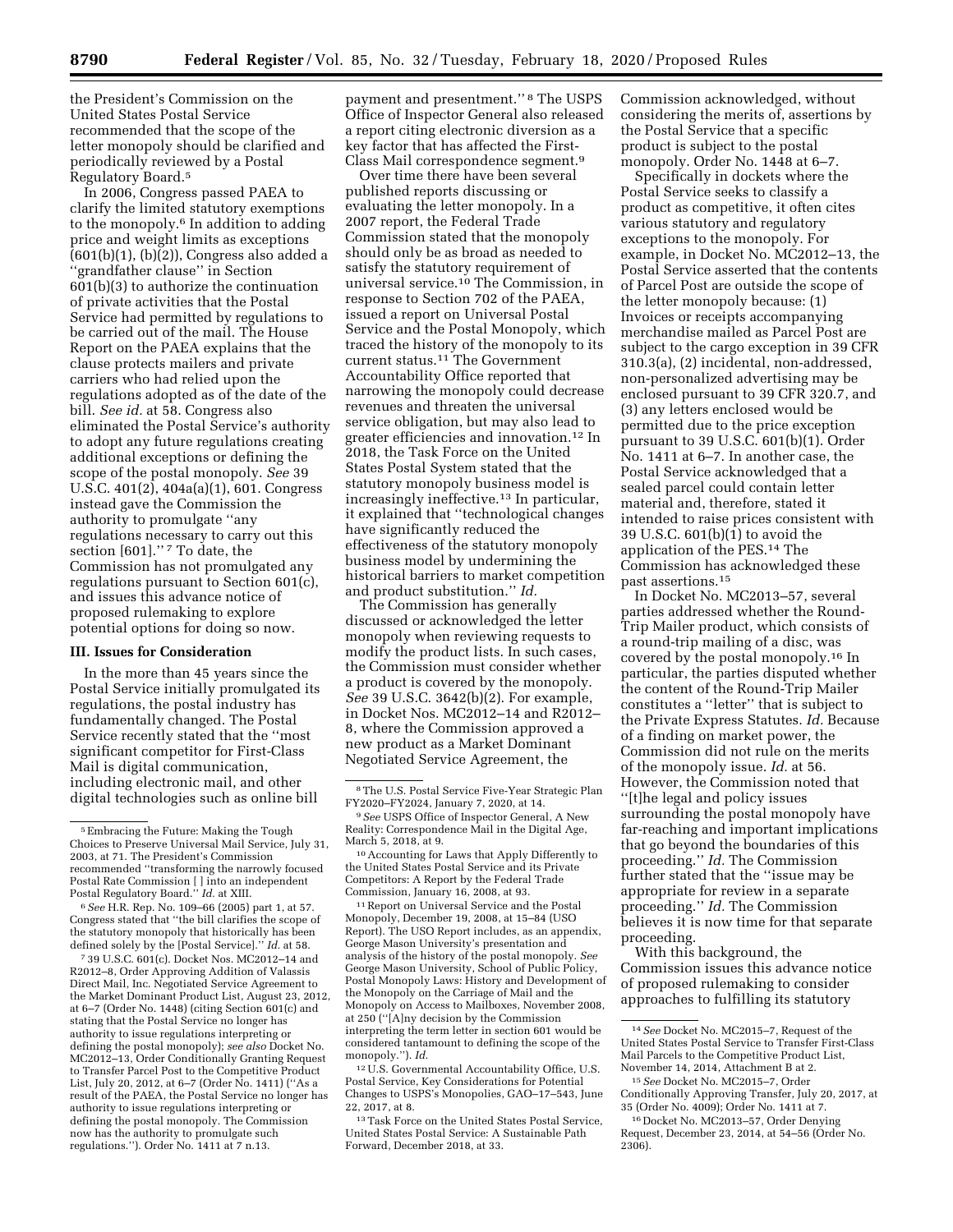the President's Commission on the United States Postal Service recommended that the scope of the letter monopoly should be clarified and periodically reviewed by a Postal Regulatory Board.[5]

In 2006, Congress passed PAEA to clarify the limited statutory exemptions to the monopoly.[6] In addition to adding price and weight limits as exceptions (601(b)(1), (b)(2)), Congress also added a ''grandfather clause'' in Section 601(b)(3) to authorize the continuation of private activities that the Postal Service had permitted by regulations to be carried out of the mail. The House Report on the PAEA explains that the clause protects mailers and private carriers who had relied upon the regulations adopted as of the date of the bill. *See id.* at 58. Congress also eliminated the Postal Service's authority to adopt any future regulations creating additional exceptions or defining the scope of the postal monopoly. *See* 39 U.S.C. 401(2), 404a(a)(1), 601. Congress instead gave the Commission the authority to promulgate ''any regulations necessary to carry out this section [601].'' [7] To date, the Commission has not promulgated any regulations pursuant to Section 601(c), and issues this advance notice of proposed rulemaking to explore potential options for doing so now.

### III. Issues for Consideration

In the more than 45 years since the Postal Service initially promulgated its regulations, the postal industry has fundamentally changed. The Postal Service recently stated that the ''most significant competitor for First-Class Mail is digital communication, including electronic mail, and other digital technologies such as online bill payment and presentment.'' [8] The USPS Office of Inspector General also released a report citing electronic diversion as a key factor that has affected the First-Class Mail correspondence segment.[9]

Over time there have been several published reports discussing or evaluating the letter monopoly. In a 2007 report, the Federal Trade Commission stated that the monopoly should only be as broad as needed to satisfy the statutory requirement of universal service.[10] The Commission, in response to Section 702 of the PAEA, issued a report on Universal Postal Service and the Postal Monopoly, which traced the history of the monopoly to its current status.[11] The Government Accountability Office reported that narrowing the monopoly could decrease revenues and threaten the universal service obligation, but may also lead to greater efficiencies and innovation.[12] In 2018, the Task Force on the United States Postal System stated that the statutory monopoly business model is increasingly ineffective.[13] In particular, it explained that ''technological changes have significantly reduced the effectiveness of the statutory monopoly business model by undermining the historical barriers to market competition and product substitution.'' *Id.*

The Commission has generally discussed or acknowledged the letter monopoly when reviewing requests to modify the product lists. In such cases, the Commission must consider whether a product is covered by the monopoly. *See* 39 U.S.C. 3642(b)(2). For example, in Docket Nos. MC2012–14 and R2012–8, where the Commission approved a new product as a Market Dominant Negotiated Service Agreement, the Commission acknowledged, without considering the merits of, assertions by the Postal Service that a specific product is subject to the postal monopoly. Order No. 1448 at 6–7.

Specifically in dockets where the Postal Service seeks to classify a product as competitive, it often cites various statutory and regulatory exceptions to the monopoly. For example, in Docket No. MC2012–13, the Postal Service asserted that the contents of Parcel Post are outside the scope of the letter monopoly because: (1) Invoices or receipts accompanying merchandise mailed as Parcel Post are subject to the cargo exception in 39 CFR 310.3(a), (2) incidental, non-addressed, non-personalized advertising may be enclosed pursuant to 39 CFR 320.7, and (3) any letters enclosed would be permitted due to the price exception pursuant to 39 U.S.C. 601(b)(1). Order No. 1411 at 6–7. In another case, the Postal Service acknowledged that a sealed parcel could contain letter material and, therefore, stated it intended to raise prices consistent with 39 U.S.C. 601(b)(1) to avoid the application of the PES.[14] The Commission has acknowledged these past assertions.[15]

In Docket No. MC2013–57, several parties addressed whether the Round-Trip Mailer product, which consists of a round-trip mailing of a disc, was covered by the postal monopoly.[16] In particular, the parties disputed whether the content of the Round-Trip Mailer constitutes a ''letter'' that is subject to the Private Express Statutes. *Id.* Because of a finding on market power, the Commission did not rule on the merits of the monopoly issue. *Id.* at 56. However, the Commission noted that ''[t]he legal and policy issues surrounding the postal monopoly have far-reaching and important implications that go beyond the boundaries of this proceeding.'' *Id.* The Commission further stated that the ''issue may be appropriate for review in a separate proceeding.'' *Id.* The Commission believes it is now time for that separate proceeding.

With this background, the Commission issues this advance notice of proposed rulemaking to consider approaches to fulfilling its statutory

---

[5] Embracing the Future: Making the Tough Choices to Preserve Universal Mail Service, July 31, 2003, at 71. The President's Commission recommended ''transforming the narrowly focused Postal Rate Commission [ ] into an independent Postal Regulatory Board.'' *Id.* at XIII.

[6] *See* H.R. Rep. No. 109–66 (2005) part 1, at 57. Congress stated that ''the bill clarifies the scope of the statutory monopoly that historically has been defined solely by the [Postal Service].'' *Id.* at 58.

[7] 39 U.S.C. 601(c). Docket Nos. MC2012–14 and R2012–8, Order Approving Addition of Valassis Direct Mail, Inc. Negotiated Service Agreement to the Market Dominant Product List, August 23, 2012, at 6–7 (Order No. 1448) (citing Section 601(c) and stating that the Postal Service no longer has authority to issue regulations interpreting or defining the postal monopoly); *see also* Docket No. MC2012–13, Order Conditionally Granting Request to Transfer Parcel Post to the Competitive Product List, July 20, 2012, at 6–7 (Order No. 1411) (''As a result of the PAEA, the Postal Service no longer has authority to issue regulations interpreting or defining the postal monopoly. The Commission now has the authority to promulgate such regulations.''). Order No. 1411 at 7 n.13.

[8] The U.S. Postal Service Five-Year Strategic Plan FY2020–FY2024, January 7, 2020, at 14.

[9] *See* USPS Office of Inspector General, A New Reality: Correspondence Mail in the Digital Age, March 5, 2018, at 9.

[10] Accounting for Laws that Apply Differently to the United States Postal Service and its Private Competitors: A Report by the Federal Trade Commission, January 16, 2008, at 93.

[11] Report on Universal Service and the Postal Monopoly, December 19, 2008, at 15–84 (USO Report). The USO Report includes, as an appendix, George Mason University's presentation and analysis of the history of the postal monopoly. *See* George Mason University, School of Public Policy, Postal Monopoly Laws: History and Development of the Monopoly on the Carriage of Mail and the Monopoly on Access to Mailboxes, November 2008, at 250 (''[A]ny decision by the Commission interpreting the term letter in section 601 would be considered tantamount to defining the scope of the monopoly.''). *Id.*

[12] U.S. Governmental Accountability Office, U.S. Postal Service, Key Considerations for Potential Changes to USPS's Monopolies, GAO–17–543, June 22, 2017, at 8.

[13] Task Force on the United States Postal Service, United States Postal Service: A Sustainable Path Forward, December 2018, at 33.

[14] *See* Docket No. MC2015–7, Request of the United States Postal Service to Transfer First-Class Mail Parcels to the Competitive Product List, November 14, 2014, Attachment B at 2.

[15] *See* Docket No. MC2015–7, Order Conditionally Approving Transfer, July 20, 2017, at 35 (Order No. 4009); Order No. 1411 at 7.

[16] Docket No. MC2013–57, Order Denying Request, December 23, 2014, at 54–56 (Order No. 2306).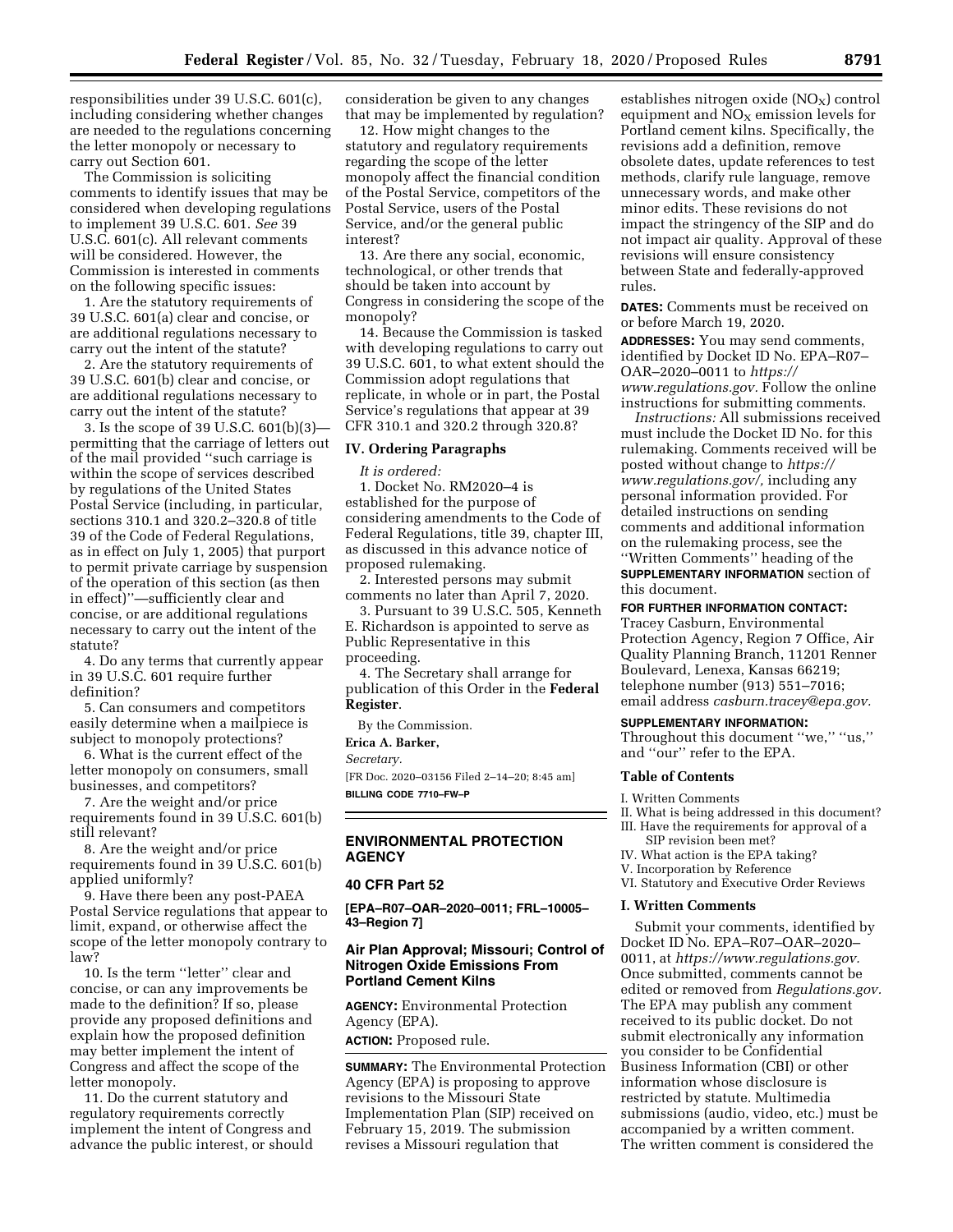responsibilities under 39 U.S.C. 601(c), including considering whether changes are needed to the regulations concerning the letter monopoly or necessary to carry out Section 601.

The Commission is soliciting comments to identify issues that may be considered when developing regulations to implement 39 U.S.C. 601. *See* 39 U.S.C. 601(c). All relevant comments will be considered. However, the Commission is interested in comments on the following specific issues:

1. Are the statutory requirements of 39 U.S.C. 601(a) clear and concise, or are additional regulations necessary to carry out the intent of the statute?

2. Are the statutory requirements of 39 U.S.C. 601(b) clear and concise, or are additional regulations necessary to carry out the intent of the statute?

3. Is the scope of 39 U.S.C. 601(b)(3)—permitting that the carriage of letters out of the mail provided ''such carriage is within the scope of services described by regulations of the United States Postal Service (including, in particular, sections 310.1 and 320.2–320.8 of title 39 of the Code of Federal Regulations, as in effect on July 1, 2005) that purport to permit private carriage by suspension of the operation of this section (as then in effect)''—sufficiently clear and concise, or are additional regulations necessary to carry out the intent of the statute?

4. Do any terms that currently appear in 39 U.S.C. 601 require further definition?

5. Can consumers and competitors easily determine when a mailpiece is subject to monopoly protections?

6. What is the current effect of the letter monopoly on consumers, small businesses, and competitors?

7. Are the weight and/or price requirements found in 39 U.S.C. 601(b) still relevant?

8. Are the weight and/or price requirements found in 39 U.S.C. 601(b) applied uniformly?

9. Have there been any post-PAEA Postal Service regulations that appear to limit, expand, or otherwise affect the scope of the letter monopoly contrary to law?

10. Is the term ''letter'' clear and concise, or can any improvements be made to the definition? If so, please provide any proposed definitions and explain how the proposed definition may better implement the intent of Congress and affect the scope of the letter monopoly.

11. Do the current statutory and regulatory requirements correctly implement the intent of Congress and advance the public interest, or should consideration be given to any changes that may be implemented by regulation?

12. How might changes to the statutory and regulatory requirements regarding the scope of the letter monopoly affect the financial condition of the Postal Service, competitors of the Postal Service, users of the Postal Service, and/or the general public interest?

13. Are there any social, economic, technological, or other trends that should be taken into account by Congress in considering the scope of the monopoly?

14. Because the Commission is tasked with developing regulations to carry out 39 U.S.C. 601, to what extent should the Commission adopt regulations that replicate, in whole or in part, the Postal Service's regulations that appear at 39 CFR 310.1 and 320.2 through 320.8?

## IV. Ordering Paragraphs

*It is ordered:*

1. Docket No. RM2020–4 is established for the purpose of considering amendments to the Code of Federal Regulations, title 39, chapter III, as discussed in this advance notice of proposed rulemaking.

2. Interested persons may submit comments no later than April 7, 2020.

3. Pursuant to 39 U.S.C. 505, Kenneth E. Richardson is appointed to serve as Public Representative in this proceeding.

4. The Secretary shall arrange for publication of this Order in the **Federal Register**.

By the Commission.

**Erica A. Barker,**

*Secretary.*

[FR Doc. 2020–03156 Filed 2–14–20; 8:45 am]

**BILLING CODE 7710–FW–P**

---

## ENVIRONMENTAL PROTECTION AGENCY

### 40 CFR Part 52

**[EPA–R07–OAR–2020–0011; FRL–10005–43–Region 7]**

### Air Plan Approval; Missouri; Control of Nitrogen Oxide Emissions From Portland Cement Kilns

**AGENCY:** Environmental Protection Agency (EPA).

**ACTION:** Proposed rule.

**SUMMARY:** The Environmental Protection Agency (EPA) is proposing to approve revisions to the Missouri State Implementation Plan (SIP) received on February 15, 2019. The submission revises a Missouri regulation that establishes nitrogen oxide ($NO_X$) control equipment and $NO_X$ emission levels for Portland cement kilns. Specifically, the revisions add a definition, remove obsolete dates, update references to test methods, clarify rule language, remove unnecessary words, and make other minor edits. These revisions do not impact the stringency of the SIP and do not impact air quality. Approval of these revisions will ensure consistency between State and federally-approved rules.

**DATES:** Comments must be received on or before March 19, 2020.

**ADDRESSES:** You may send comments, identified by Docket ID No. EPA–R07–OAR–2020–0011 to *https://www.regulations.gov*. Follow the online instructions for submitting comments.

*Instructions:* All submissions received must include the Docket ID No. for this rulemaking. Comments received will be posted without change to *https://www.regulations.gov/*, including any personal information provided. For detailed instructions on sending comments and additional information on the rulemaking process, see the ''Written Comments'' heading of the **SUPPLEMENTARY INFORMATION** section of this document.

**FOR FURTHER INFORMATION CONTACT:** Tracey Casburn, Environmental Protection Agency, Region 7 Office, Air Quality Planning Branch, 11201 Renner Boulevard, Lenexa, Kansas 66219; telephone number (913) 551–7016; email address *casburn.tracey@epa.gov*.

**SUPPLEMENTARY INFORMATION:** Throughout this document ''we,'' ''us,'' and ''our'' refer to the EPA.

#### Table of Contents

I. Written Comments  
II. What is being addressed in this document?  
III. Have the requirements for approval of a SIP revision been met?  
IV. What action is the EPA taking?  
V. Incorporation by Reference  
VI. Statutory and Executive Order Reviews

## I. Written Comments

Submit your comments, identified by Docket ID No. EPA–R07–OAR–2020–0011, at *https://www.regulations.gov*. Once submitted, comments cannot be edited or removed from *Regulations.gov*. The EPA may publish any comment received to its public docket. Do not submit electronically any information you consider to be Confidential Business Information (CBI) or other information whose disclosure is restricted by statute. Multimedia submissions (audio, video, etc.) must be accompanied by a written comment. The written comment is considered the